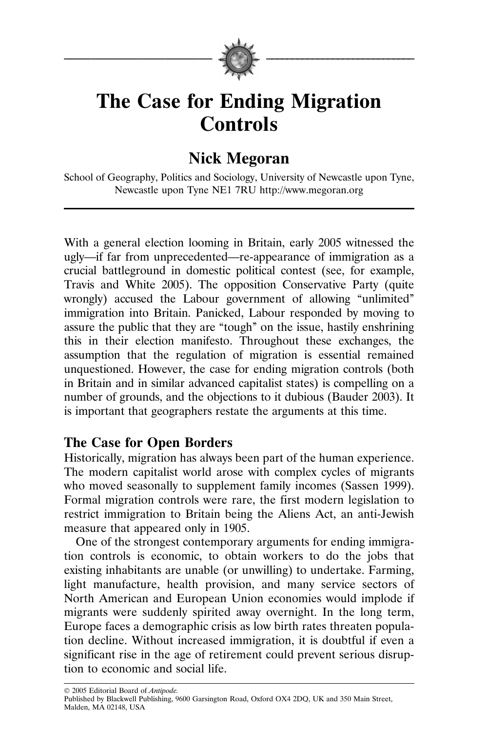# The Case for Ending Migration Controls

## Nick Megoran

School of Geography, Politics and Sociology, University of Newcastle upon Tyne, Newcastle upon Tyne NE1 7RU http://www.megoran.org

With a general election looming in Britain, early 2005 witnessed the ugly—if far from unprecedented—re-appearance of immigration as a crucial battleground in domestic political contest (see, for example, Travis and White 2005). The opposition Conservative Party (quite wrongly) accused the Labour government of allowing "unlimited" immigration into Britain. Panicked, Labour responded by moving to assure the public that they are "tough" on the issue, hastily enshrining this in their election manifesto. Throughout these exchanges, the assumption that the regulation of migration is essential remained unquestioned. However, the case for ending migration controls (both in Britain and in similar advanced capitalist states) is compelling on a number of grounds, and the objections to it dubious (Bauder 2003). It is important that geographers restate the arguments at this time.

### The Case for Open Borders

Historically, migration has always been part of the human experience. The modern capitalist world arose with complex cycles of migrants who moved seasonally to supplement family incomes (Sassen 1999). Formal migration controls were rare, the first modern legislation to restrict immigration to Britain being the Aliens Act, an anti-Jewish measure that appeared only in 1905.

One of the strongest contemporary arguments for ending immigration controls is economic, to obtain workers to do the jobs that existing inhabitants are unable (or unwilling) to undertake. Farming, light manufacture, health provision, and many service sectors of North American and European Union economies would implode if migrants were suddenly spirited away overnight. In the long term, Europe faces a demographic crisis as low birth rates threaten population decline. Without increased immigration, it is doubtful if even a significant rise in the age of retirement could prevent serious disruption to economic and social life.

© 2005 Editorial Board of *Antipode*.
Published by Blackwell Publishing, 9600 Garsington Road, Oxford OX4 2DQ, UK and 350 Main Street, Malden, MA 02148, USA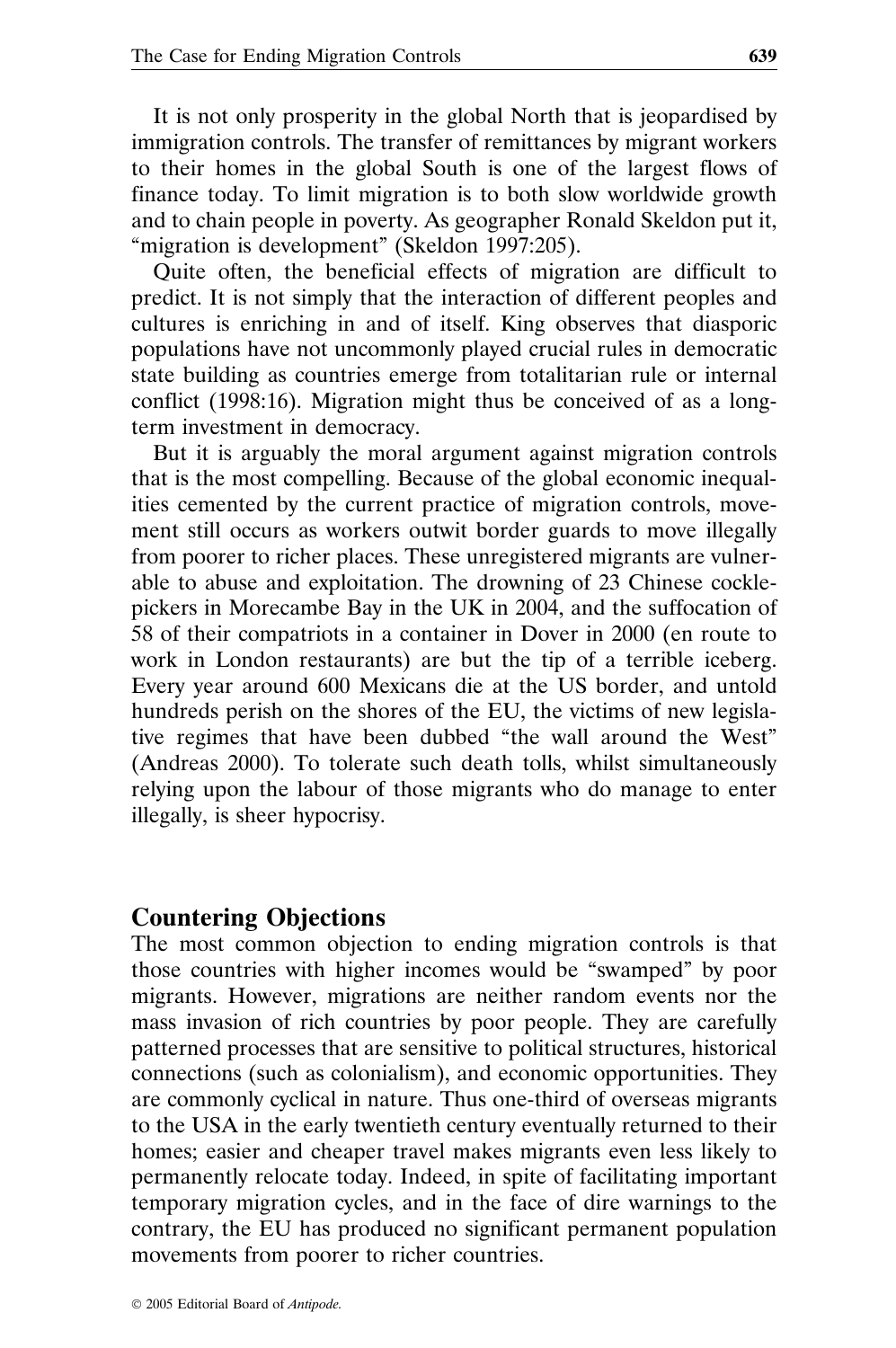It is not only prosperity in the global North that is jeopardised by immigration controls. The transfer of remittances by migrant workers to their homes in the global South is one of the largest flows of finance today. To limit migration is to both slow worldwide growth and to chain people in poverty. As geographer Ronald Skeldon put it, "migration is development" (Skeldon 1997:205).

Quite often, the beneficial effects of migration are difficult to predict. It is not simply that the interaction of different peoples and cultures is enriching in and of itself. King observes that diasporic populations have not uncommonly played crucial rules in democratic state building as countries emerge from totalitarian rule or internal conflict (1998:16). Migration might thus be conceived of as a long-term investment in democracy.

But it is arguably the moral argument against migration controls that is the most compelling. Because of the global economic inequalities cemented by the current practice of migration controls, movement still occurs as workers outwit border guards to move illegally from poorer to richer places. These unregistered migrants are vulnerable to abuse and exploitation. The drowning of 23 Chinese cockle-pickers in Morecambe Bay in the UK in 2004, and the suffocation of 58 of their compatriots in a container in Dover in 2000 (en route to work in London restaurants) are but the tip of a terrible iceberg. Every year around 600 Mexicans die at the US border, and untold hundreds perish on the shores of the EU, the victims of new legislative regimes that have been dubbed "the wall around the West" (Andreas 2000). To tolerate such death tolls, whilst simultaneously relying upon the labour of those migrants who do manage to enter illegally, is sheer hypocrisy.

## Countering Objections

The most common objection to ending migration controls is that those countries with higher incomes would be "swamped" by poor migrants. However, migrations are neither random events nor the mass invasion of rich countries by poor people. They are carefully patterned processes that are sensitive to political structures, historical connections (such as colonialism), and economic opportunities. They are commonly cyclical in nature. Thus one-third of overseas migrants to the USA in the early twentieth century eventually returned to their homes; easier and cheaper travel makes migrants even less likely to permanently relocate today. Indeed, in spite of facilitating important temporary migration cycles, and in the face of dire warnings to the contrary, the EU has produced no significant permanent population movements from poorer to richer countries.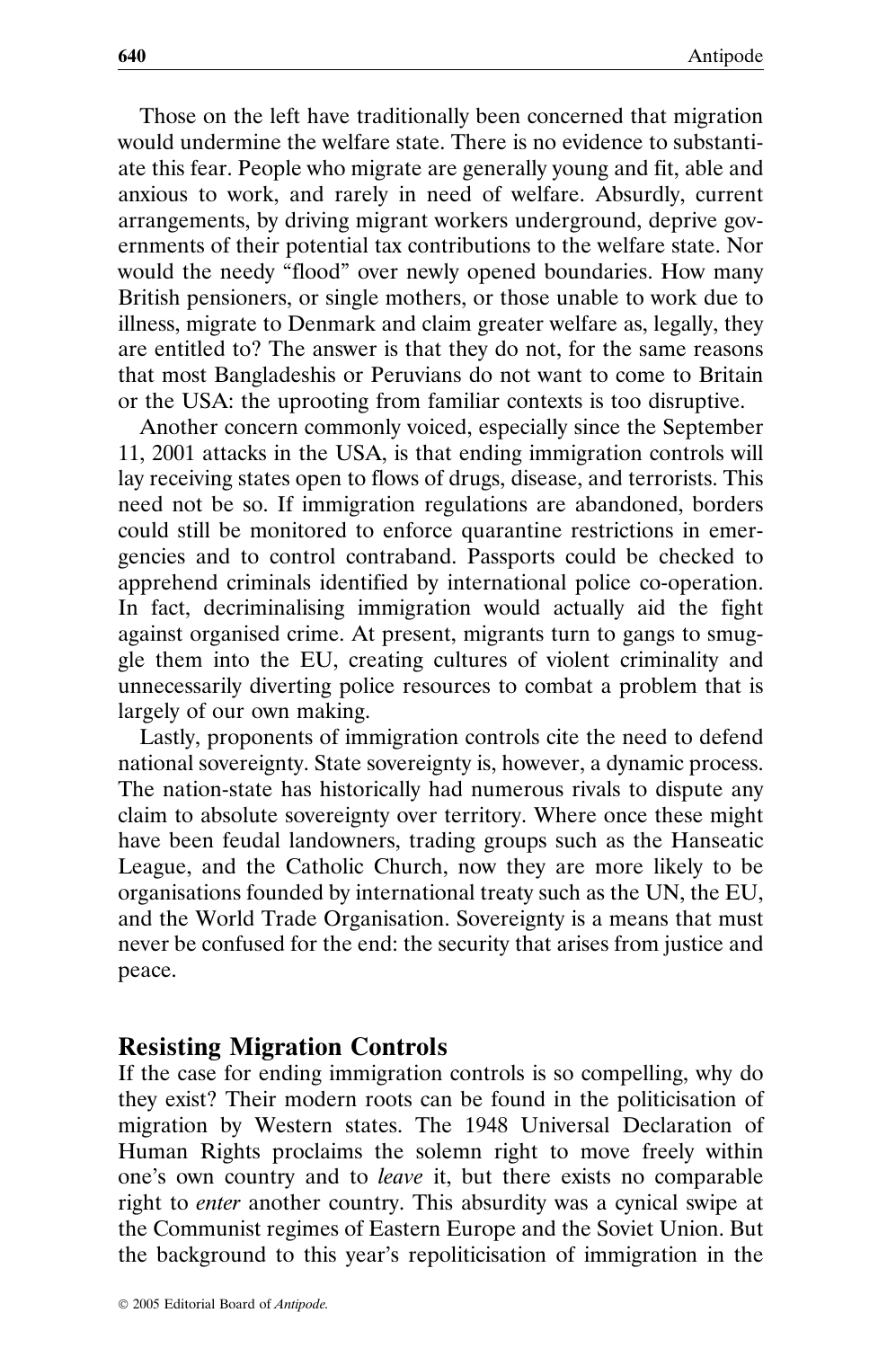Those on the left have traditionally been concerned that migration would undermine the welfare state. There is no evidence to substantiate this fear. People who migrate are generally young and fit, able and anxious to work, and rarely in need of welfare. Absurdly, current arrangements, by driving migrant workers underground, deprive governments of their potential tax contributions to the welfare state. Nor would the needy "flood" over newly opened boundaries. How many British pensioners, or single mothers, or those unable to work due to illness, migrate to Denmark and claim greater welfare as, legally, they are entitled to? The answer is that they do not, for the same reasons that most Bangladeshis or Peruvians do not want to come to Britain or the USA: the uprooting from familiar contexts is too disruptive.

Another concern commonly voiced, especially since the September 11, 2001 attacks in the USA, is that ending immigration controls will lay receiving states open to flows of drugs, disease, and terrorists. This need not be so. If immigration regulations are abandoned, borders could still be monitored to enforce quarantine restrictions in emergencies and to control contraband. Passports could be checked to apprehend criminals identified by international police co-operation. In fact, decriminalising immigration would actually aid the fight against organised crime. At present, migrants turn to gangs to smuggle them into the EU, creating cultures of violent criminality and unnecessarily diverting police resources to combat a problem that is largely of our own making.

Lastly, proponents of immigration controls cite the need to defend national sovereignty. State sovereignty is, however, a dynamic process. The nation-state has historically had numerous rivals to dispute any claim to absolute sovereignty over territory. Where once these might have been feudal landowners, trading groups such as the Hanseatic League, and the Catholic Church, now they are more likely to be organisations founded by international treaty such as the UN, the EU, and the World Trade Organisation. Sovereignty is a means that must never be confused for the end: the security that arises from justice and peace.

## Resisting Migration Controls

If the case for ending immigration controls is so compelling, why do they exist? Their modern roots can be found in the politicisation of migration by Western states. The 1948 Universal Declaration of Human Rights proclaims the solemn right to move freely within one's own country and to *leave* it, but there exists no comparable right to *enter* another country. This absurdity was a cynical swipe at the Communist regimes of Eastern Europe and the Soviet Union. But the background to this year's repoliticisation of immigration in the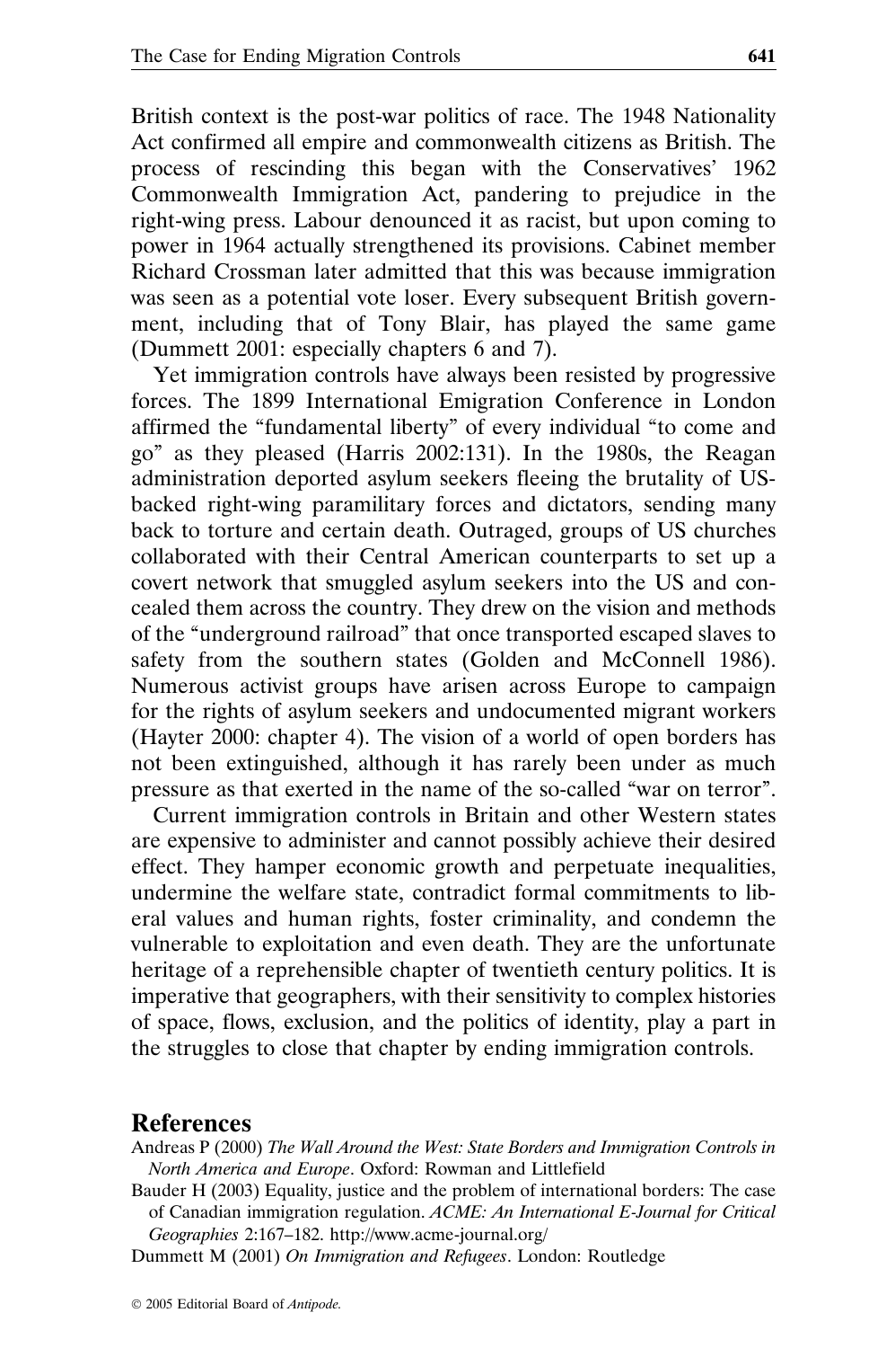British context is the post-war politics of race. The 1948 Nationality Act confirmed all empire and commonwealth citizens as British. The process of rescinding this began with the Conservatives' 1962 Commonwealth Immigration Act, pandering to prejudice in the right-wing press. Labour denounced it as racist, but upon coming to power in 1964 actually strengthened its provisions. Cabinet member Richard Crossman later admitted that this was because immigration was seen as a potential vote loser. Every subsequent British government, including that of Tony Blair, has played the same game (Dummett 2001: especially chapters 6 and 7).

Yet immigration controls have always been resisted by progressive forces. The 1899 International Emigration Conference in London affirmed the "fundamental liberty" of every individual "to come and go" as they pleased (Harris 2002:131). In the 1980s, the Reagan administration deported asylum seekers fleeing the brutality of US-backed right-wing paramilitary forces and dictators, sending many back to torture and certain death. Outraged, groups of US churches collaborated with their Central American counterparts to set up a covert network that smuggled asylum seekers into the US and concealed them across the country. They drew on the vision and methods of the "underground railroad" that once transported escaped slaves to safety from the southern states (Golden and McConnell 1986). Numerous activist groups have arisen across Europe to campaign for the rights of asylum seekers and undocumented migrant workers (Hayter 2000: chapter 4). The vision of a world of open borders has not been extinguished, although it has rarely been under as much pressure as that exerted in the name of the so-called "war on terror".

Current immigration controls in Britain and other Western states are expensive to administer and cannot possibly achieve their desired effect. They hamper economic growth and perpetuate inequalities, undermine the welfare state, contradict formal commitments to liberal values and human rights, foster criminality, and condemn the vulnerable to exploitation and even death. They are the unfortunate heritage of a reprehensible chapter of twentieth century politics. It is imperative that geographers, with their sensitivity to complex histories of space, flows, exclusion, and the politics of identity, play a part in the struggles to close that chapter by ending immigration controls.

## References

Andreas P (2000) *The Wall Around the West: State Borders and Immigration Controls in North America and Europe*. Oxford: Rowman and Littlefield

Bauder H (2003) Equality, justice and the problem of international borders: The case of Canadian immigration regulation. *ACME: An International E-Journal for Critical Geographies* 2:167–182. http://www.acme-journal.org/

Dummett M (2001) *On Immigration and Refugees*. London: Routledge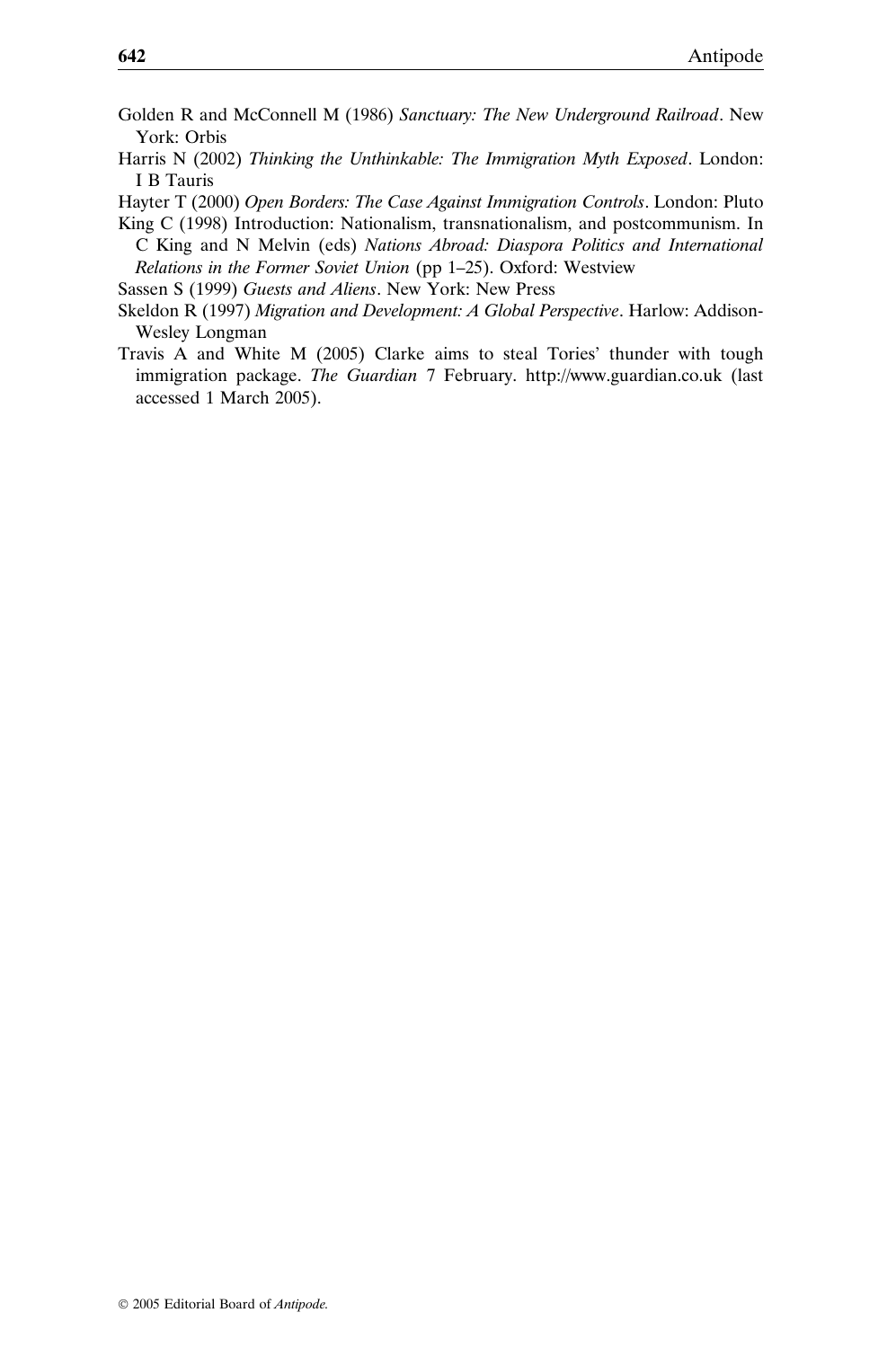Golden R and McConnell M (1986) *Sanctuary: The New Underground Railroad*. New York: Orbis

Harris N (2002) *Thinking the Unthinkable: The Immigration Myth Exposed*. London: I B Tauris

Hayter T (2000) *Open Borders: The Case Against Immigration Controls*. London: Pluto

King C (1998) Introduction: Nationalism, transnationalism, and postcommunism. In C King and N Melvin (eds) *Nations Abroad: Diaspora Politics and International Relations in the Former Soviet Union* (pp 1–25). Oxford: Westview

Sassen S (1999) *Guests and Aliens*. New York: New Press

Skeldon R (1997) *Migration and Development: A Global Perspective*. Harlow: Addison-Wesley Longman

Travis A and White M (2005) Clarke aims to steal Tories' thunder with tough immigration package. *The Guardian* 7 February. http://www.guardian.co.uk (last accessed 1 March 2005).